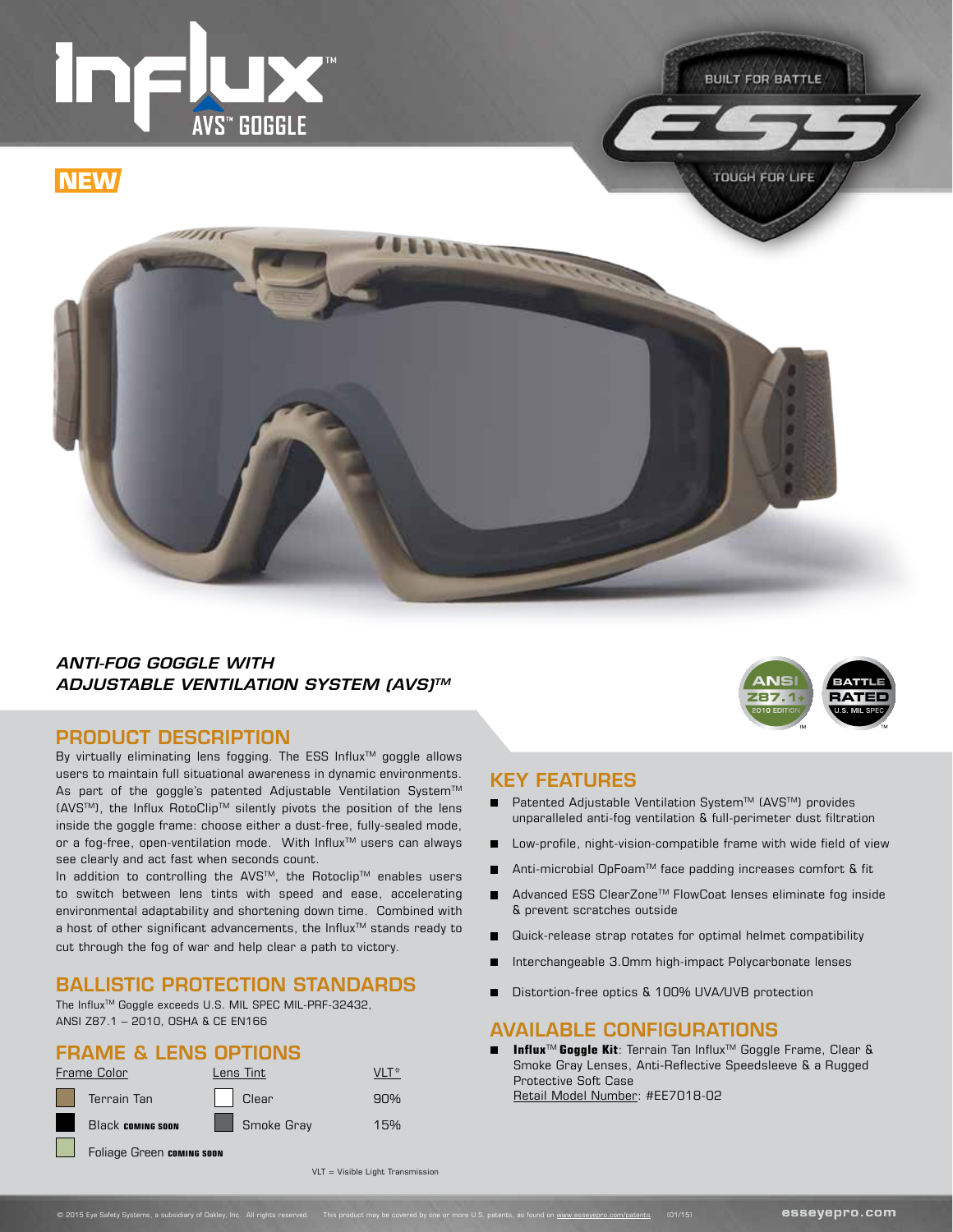# Influx™ AVS™ GOGGLE

**NEW**

BUILT FOR BATTLE — ESS — TOUGH FOR LIFE

*ANTI-FOG GOGGLE WITH ADJUSTABLE VENTILATION SYSTEM (AVS)™*

ANSI Z87.1+ 2010 EDITION™ | BATTLE RATED U.S. MIL SPEC™

## PRODUCT DESCRIPTION

By virtually eliminating lens fogging. The ESS Influx™ goggle allows users to maintain full situational awareness in dynamic environments. As part of the goggle's patented Adjustable Ventilation System™ (AVS™), the Influx RotoClip™ silently pivots the position of the lens inside the goggle frame: choose either a dust-free, fully-sealed mode, or a fog-free, open-ventilation mode. With Influx™ users can always see clearly and act fast when seconds count.

In addition to controlling the AVS™, the Rotoclip™ enables users to switch between lens tints with speed and ease, accelerating environmental adaptability and shortening down time. Combined with a host of other significant advancements, the Influx™ stands ready to cut through the fog of war and help clear a path to victory.

## BALLISTIC PROTECTION STANDARDS

The Influx™ Goggle exceeds U.S. MIL SPEC MIL-PRF-32432, ANSI Z87.1 – 2010, OSHA & CE EN166

## FRAME & LENS OPTIONS

| Frame Color | Lens Tint | VLT* |
|---|---|---|
| Terrain Tan | Clear | 90% |
| Black COMING SOON | Smoke Gray | 15% |
| Foliage Green COMING SOON | | |

VLT = Visible Light Transmission

## KEY FEATURES

- Patented Adjustable Ventilation System™ (AVS™) provides unparalleled anti-fog ventilation & full-perimeter dust filtration
- Low-profile, night-vision-compatible frame with wide field of view
- Anti-microbial OpFoam™ face padding increases comfort & fit
- Advanced ESS ClearZone™ FlowCoat lenses eliminate fog inside & prevent scratches outside
- Quick-release strap rotates for optimal helmet compatibility
- Interchangeable 3.0mm high-impact Polycarbonate lenses
- Distortion-free optics & 100% UVA/UVB protection

## AVAILABLE CONFIGURATIONS

- **Influx™ Goggle Kit**: Terrain Tan Influx™ Goggle Frame, Clear & Smoke Gray Lenses, Anti-Reflective Speedsleeve & a Rugged Protective Soft Case
  Retail Model Number: #EE7018-02

© 2015 Eye Safety Systems, a subsidiary of Oakley, Inc. All rights reserved. This product may be covered by one or more U.S. patents, as found on www.esseyepro.com/patents. (01/15)

esseyepro.com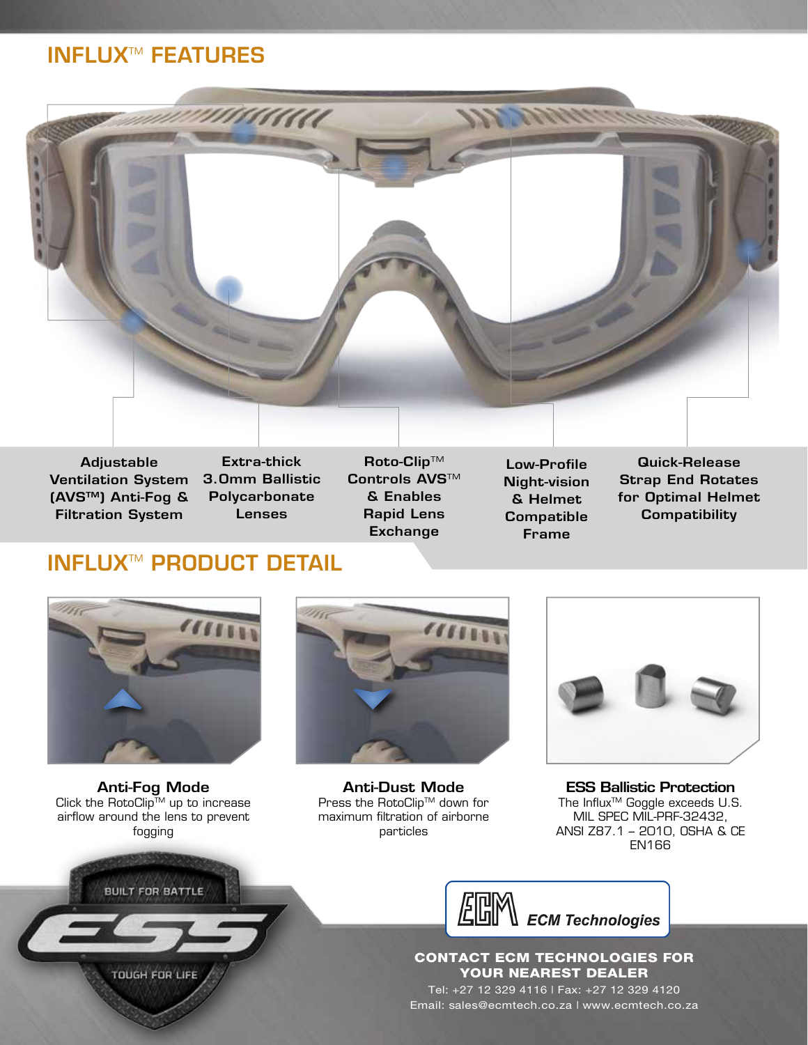## INFLUX™ FEATURES

**Adjustable Ventilation System (AVS™) Anti-Fog & Filtration System**

**Extra-thick 3.0mm Ballistic Polycarbonate Lenses**

**Roto-Clip™ Controls AVS™ & Enables Rapid Lens Exchange**

**Low-Profile Night-vision & Helmet Compatible Frame**

**Quick-Release Strap End Rotates for Optimal Helmet Compatibility**

## INFLUX™ PRODUCT DETAIL

**Anti-Fog Mode**
Click the RotoClip™ up to increase airflow around the lens to prevent fogging

**Anti-Dust Mode**
Press the RotoClip™ down for maximum filtration of airborne particles

**ESS Ballistic Protection**
The Influx™ Goggle exceeds U.S. MIL SPEC MIL-PRF-32432, ANSI Z87.1 – 2010, OSHA & CE EN166

BUILT FOR BATTLE
ESS
TOUGH FOR LIFE

ECM Technologies

**CONTACT ECM TECHNOLOGIES FOR YOUR NEAREST DEALER**

Tel: +27 12 329 4116 | Fax: +27 12 329 4120
Email: sales@ecmtech.co.za | www.ecmtech.co.za